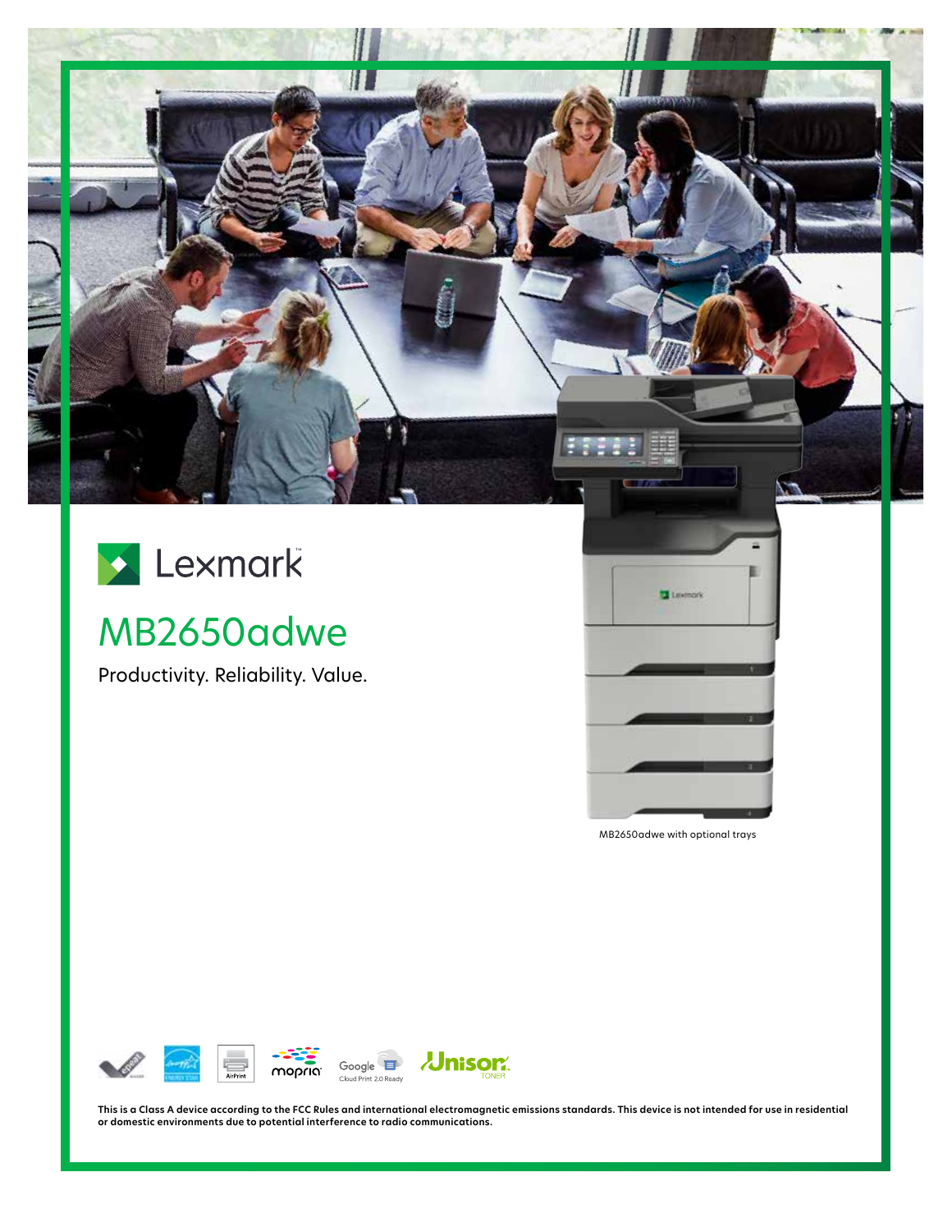Lexmark

# MB2650adwe

Productivity. Reliability. Value.

MB2650adwe with optional trays

epeat

ENERGY STAR

AirPrint

mopria

Google Cloud Print 2.0 Ready

Unison TONER

**This is a Class A device according to the FCC Rules and international electromagnetic emissions standards. This device is not intended for use in residential or domestic environments due to potential interference to radio communications.**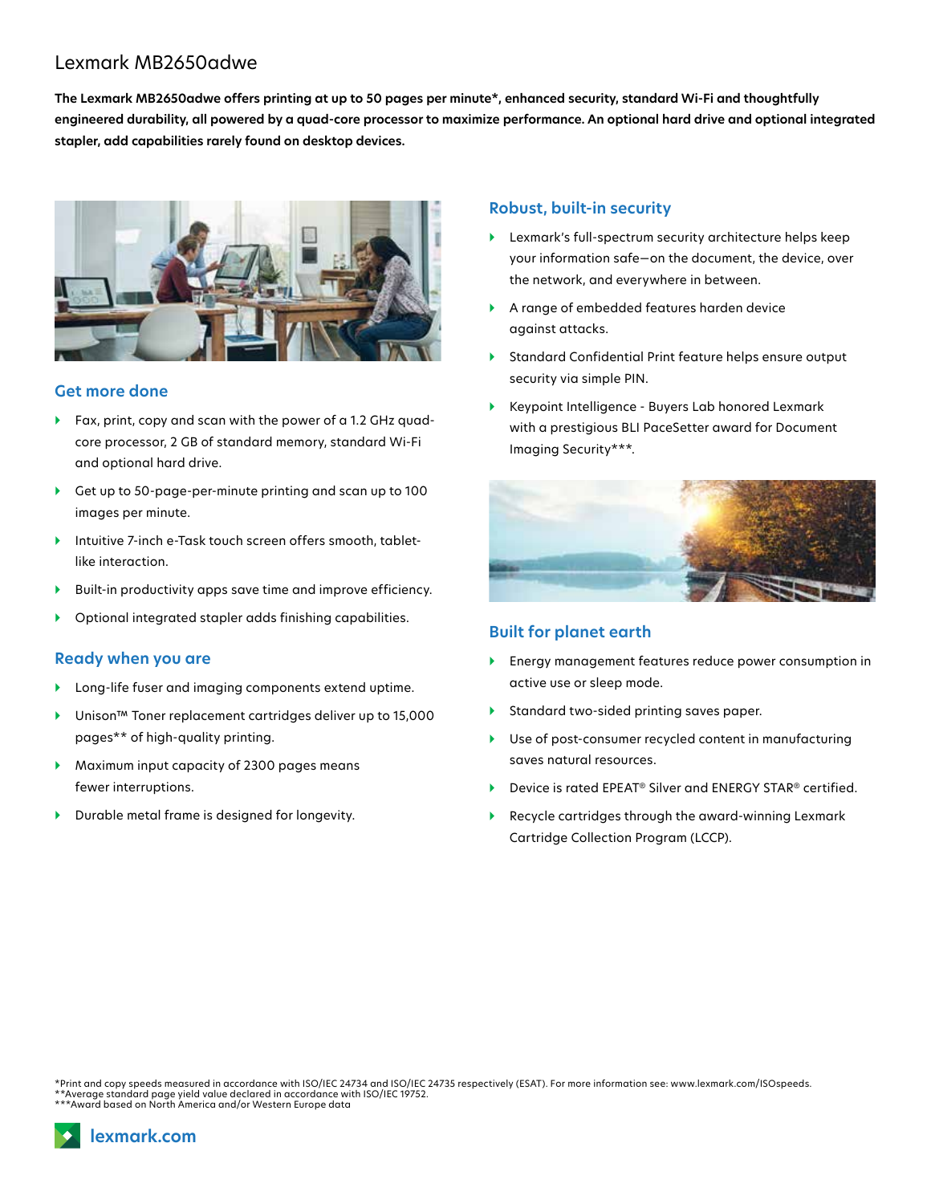# Lexmark MB2650adwe

**The Lexmark MB2650adwe offers printing at up to 50 pages per minute*, enhanced security, standard Wi-Fi and thoughtfully engineered durability, all powered by a quad-core processor to maximize performance. An optional hard drive and optional integrated stapler, add capabilities rarely found on desktop devices.**

## Get more done

- Fax, print, copy and scan with the power of a 1.2 GHz quad-core processor, 2 GB of standard memory, standard Wi-Fi and optional hard drive.
- Get up to 50-page-per-minute printing and scan up to 100 images per minute.
- Intuitive 7-inch e-Task touch screen offers smooth, tablet-like interaction.
- Built-in productivity apps save time and improve efficiency.
- Optional integrated stapler adds finishing capabilities.

## Ready when you are

- Long-life fuser and imaging components extend uptime.
- Unison™ Toner replacement cartridges deliver up to 15,000 pages** of high-quality printing.
- Maximum input capacity of 2300 pages means fewer interruptions.
- Durable metal frame is designed for longevity.

## Robust, built-in security

- Lexmark's full-spectrum security architecture helps keep your information safe—on the document, the device, over the network, and everywhere in between.
- A range of embedded features harden device against attacks.
- Standard Confidential Print feature helps ensure output security via simple PIN.
- Keypoint Intelligence - Buyers Lab honored Lexmark with a prestigious BLI PaceSetter award for Document Imaging Security***.

## Built for planet earth

- Energy management features reduce power consumption in active use or sleep mode.
- Standard two-sided printing saves paper.
- Use of post-consumer recycled content in manufacturing saves natural resources.
- Device is rated EPEAT® Silver and ENERGY STAR® certified.
- Recycle cartridges through the award-winning Lexmark Cartridge Collection Program (LCCP).

*Print and copy speeds measured in accordance with ISO/IEC 24734 and ISO/IEC 24735 respectively (ESAT). For more information see: www.lexmark.com/ISOspeeds.
**Average standard page yield value declared in accordance with ISO/IEC 19752.
***Award based on North America and/or Western Europe data

lexmark.com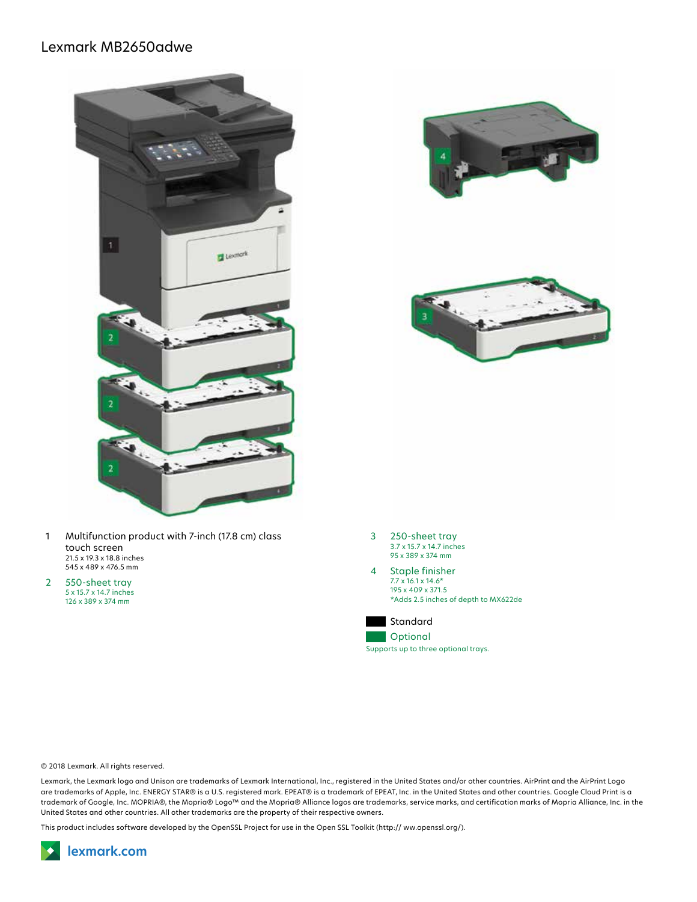# Lexmark MB2650adwe

1 Multifunction product with 7-inch (17.8 cm) class touch screen
21.5 x 19.3 x 18.8 inches
545 x 489 x 476.5 mm

2 550-sheet tray
5 x 15.7 x 14.7 inches
126 x 389 x 374 mm

3 250-sheet tray
3.7 x 15.7 x 14.7 inches
95 x 389 x 374 mm

4 Staple finisher
7.7 x 16.1 x 14.6*
195 x 409 x 371.5
*Adds 2.5 inches of depth to MX622de

Standard

Optional

Supports up to three optional trays.

© 2018 Lexmark. All rights reserved.

Lexmark, the Lexmark logo and Unison are trademarks of Lexmark International, Inc., registered in the United States and/or other countries. AirPrint and the AirPrint Logo are trademarks of Apple, Inc. ENERGY STAR® is a U.S. registered mark. EPEAT® is a trademark of EPEAT, Inc. in the United States and other countries. Google Cloud Print is a trademark of Google, Inc. MOPRIA®, the Mopria® Logo™ and the Mopria® Alliance logos are trademarks, service marks, and certification marks of Mopria Alliance, Inc. in the United States and other countries. All other trademarks are the property of their respective owners.

This product includes software developed by the OpenSSL Project for use in the Open SSL Toolkit (http:// ww.openssl.org/).

lexmark.com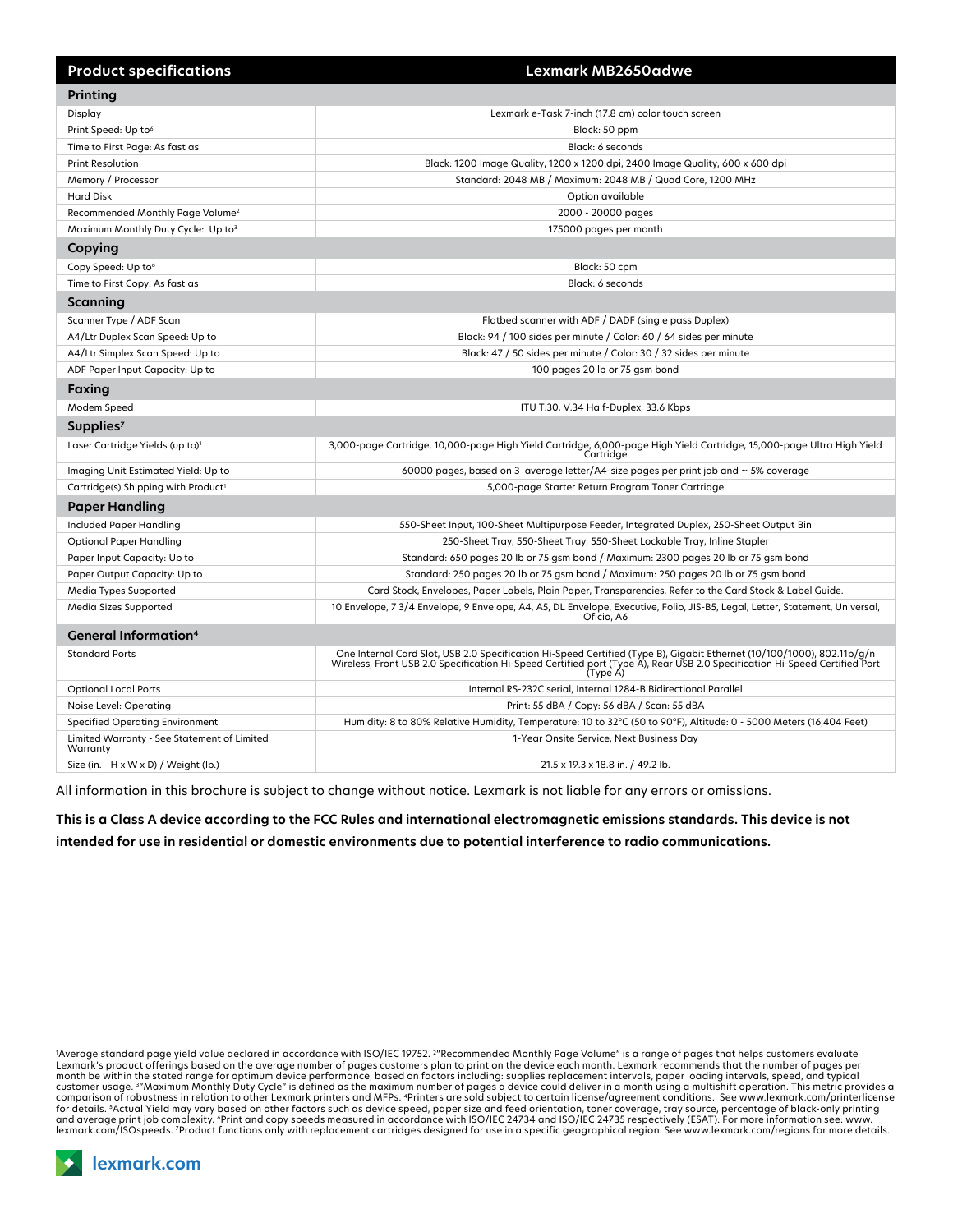| Product specifications | Lexmark MB2650adwe |
|---|---|
| **Printing** | |
| Display | Lexmark e-Task 7-inch (17.8 cm) color touch screen |
| Print Speed: Up to[6] | Black: 50 ppm |
| Time to First Page: As fast as | Black: 6 seconds |
| Print Resolution | Black: 1200 Image Quality, 1200 x 1200 dpi, 2400 Image Quality, 600 x 600 dpi |
| Memory / Processor | Standard: 2048 MB / Maximum: 2048 MB / Quad Core, 1200 MHz |
| Hard Disk | Option available |
| Recommended Monthly Page Volume[2] | 2000 - 20000 pages |
| Maximum Monthly Duty Cycle: Up to[3] | 175000 pages per month |
| **Copying** | |
| Copy Speed: Up to[6] | Black: 50 cpm |
| Time to First Copy: As fast as | Black: 6 seconds |
| **Scanning** | |
| Scanner Type / ADF Scan | Flatbed scanner with ADF / DADF (single pass Duplex) |
| A4/Ltr Duplex Scan Speed: Up to | Black: 94 / 100 sides per minute / Color: 60 / 64 sides per minute |
| A4/Ltr Simplex Scan Speed: Up to | Black: 47 / 50 sides per minute / Color: 30 / 32 sides per minute |
| ADF Paper Input Capacity: Up to | 100 pages 20 lb or 75 gsm bond |
| **Faxing** | |
| Modem Speed | ITU T.30, V.34 Half-Duplex, 33.6 Kbps |
| **Supplies[7]** | |
| Laser Cartridge Yields (up to)[1] | 3,000-page Cartridge, 10,000-page High Yield Cartridge, 6,000-page High Yield Cartridge, 15,000-page Ultra High Yield Cartridge |
| Imaging Unit Estimated Yield: Up to | 60000 pages, based on 3 average letter/A4-size pages per print job and ~ 5% coverage |
| Cartridge(s) Shipping with Product[1] | 5,000-page Starter Return Program Toner Cartridge |
| **Paper Handling** | |
| Included Paper Handling | 550-Sheet Input, 100-Sheet Multipurpose Feeder, Integrated Duplex, 250-Sheet Output Bin |
| Optional Paper Handling | 250-Sheet Tray, 550-Sheet Tray, 550-Sheet Lockable Tray, Inline Stapler |
| Paper Input Capacity: Up to | Standard: 650 pages 20 lb or 75 gsm bond / Maximum: 2300 pages 20 lb or 75 gsm bond |
| Paper Output Capacity: Up to | Standard: 250 pages 20 lb or 75 gsm bond / Maximum: 250 pages 20 lb or 75 gsm bond |
| Media Types Supported | Card Stock, Envelopes, Paper Labels, Plain Paper, Transparencies, Refer to the Card Stock & Label Guide. |
| Media Sizes Supported | 10 Envelope, 7 3/4 Envelope, 9 Envelope, A4, A5, DL Envelope, Executive, Folio, JIS-B5, Legal, Letter, Statement, Universal, Oficio, A6 |
| **General Information[4]** | |
| Standard Ports | One Internal Card Slot, USB 2.0 Specification Hi-Speed Certified (Type B), Gigabit Ethernet (10/100/1000), 802.11b/g/n Wireless, Front USB 2.0 Specification Hi-Speed Certified port (Type A), Rear USB 2.0 Specification Hi-Speed Certified Port (Type A) |
| Optional Local Ports | Internal RS-232C serial, Internal 1284-B Bidirectional Parallel |
| Noise Level: Operating | Print: 55 dBA / Copy: 56 dBA / Scan: 55 dBA |
| Specified Operating Environment | Humidity: 8 to 80% Relative Humidity, Temperature: 10 to 32°C (50 to 90°F), Altitude: 0 - 5000 Meters (16,404 Feet) |
| Limited Warranty - See Statement of Limited Warranty | 1-Year Onsite Service, Next Business Day |
| Size (in. - H x W x D) / Weight (lb.) | 21.5 x 19.3 x 18.8 in. / 49.2 lb. |

All information in this brochure is subject to change without notice. Lexmark is not liable for any errors or omissions.

**This is a Class A device according to the FCC Rules and international electromagnetic emissions standards. This device is not intended for use in residential or domestic environments due to potential interference to radio communications.**

[1]Average standard page yield value declared in accordance with ISO/IEC 19752. [2]"Recommended Monthly Page Volume" is a range of pages that helps customers evaluate Lexmark's product offerings based on the average number of pages customers plan to print on the device each month. Lexmark recommends that the number of pages per month be within the stated range for optimum device performance, based on factors including: supplies replacement intervals, paper loading intervals, speed, and typical customer usage. [3]"Maximum Monthly Duty Cycle" is defined as the maximum number of pages a device could deliver in a month using a multishift operation. This metric provides a comparison of robustness in relation to other Lexmark printers and MFPs. [4]Printers are sold subject to certain license/agreement conditions. See www.lexmark.com/printerlicense for details. [5]Actual Yield may vary based on other factors such as device speed, paper size and feed orientation, toner coverage, tray source, percentage of black-only printing and average print job complexity. [6]Print and copy speeds measured in accordance with ISO/IEC 24734 and ISO/IEC 24735 respectively (ESAT). For more information see: www.lexmark.com/ISOspeeds. [7]Product functions only with replacement cartridges designed for use in a specific geographical region. See www.lexmark.com/regions for more details.

lexmark.com